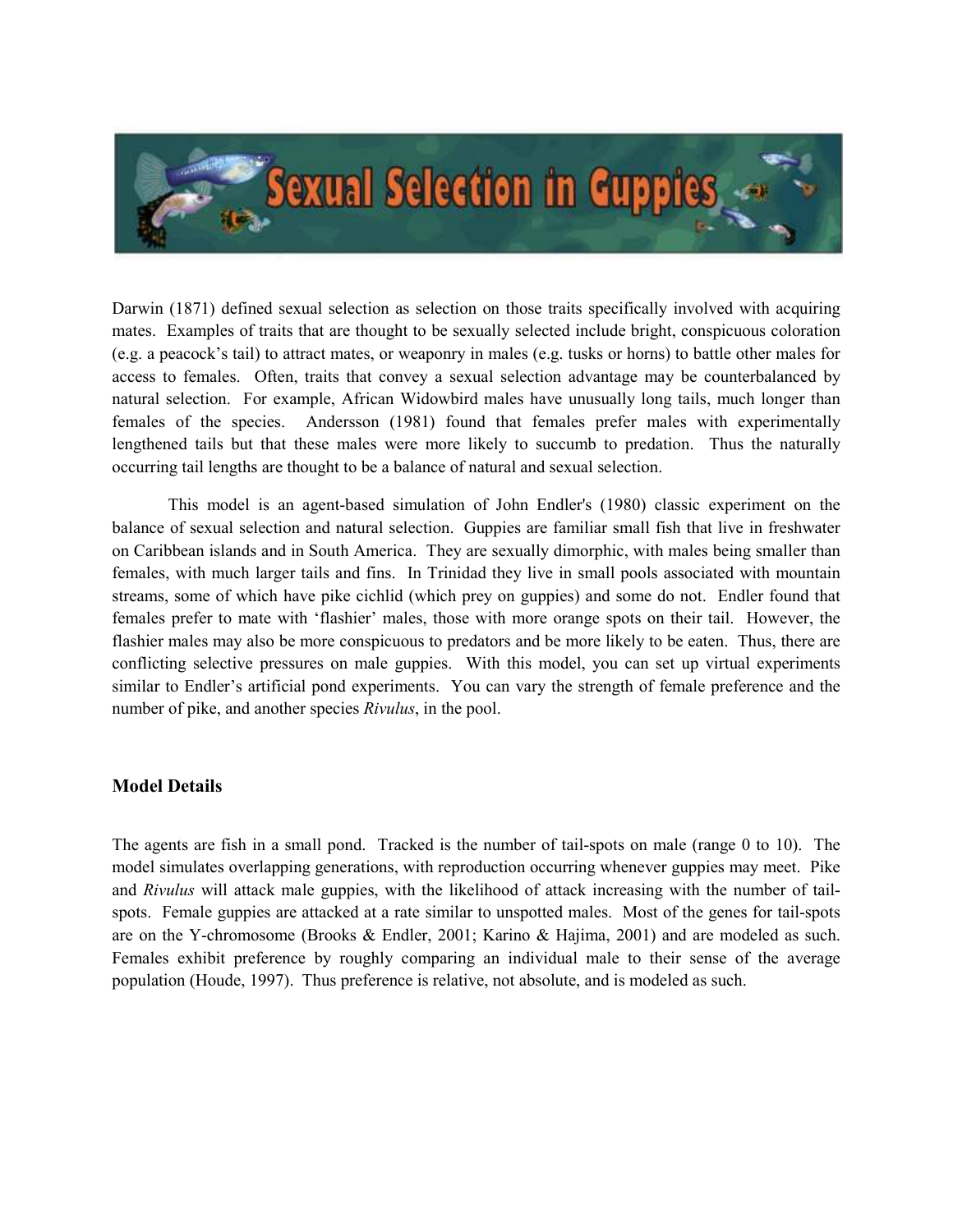# Sexual Selection in Guppies

Darwin (1871) defined sexual selection as selection on those traits specifically involved with acquiring mates. Examples of traits that are thought to be sexually selected include bright, conspicuous coloration (e.g. a peacock's tail) to attract mates, or weaponry in males (e.g. tusks or horns) to battle other males for access to females. Often, traits that convey a sexual selection advantage may be counterbalanced by natural selection. For example, African Widowbird males have unusually long tails, much longer than females of the species. Andersson (1981) found that females prefer males with experimentally lengthened tails but that these males were more likely to succumb to predation. Thus the naturally occurring tail lengths are thought to be a balance of natural and sexual selection.

This model is an agent-based simulation of John Endler's (1980) classic experiment on the balance of sexual selection and natural selection. Guppies are familiar small fish that live in freshwater on Caribbean islands and in South America. They are sexually dimorphic, with males being smaller than females, with much larger tails and fins. In Trinidad they live in small pools associated with mountain streams, some of which have pike cichlid (which prey on guppies) and some do not. Endler found that females prefer to mate with 'flashier' males, those with more orange spots on their tail. However, the flashier males may also be more conspicuous to predators and be more likely to be eaten. Thus, there are conflicting selective pressures on male guppies. With this model, you can set up virtual experiments similar to Endler's artificial pond experiments. You can vary the strength of female preference and the number of pike, and another species *Rivulus*, in the pool.

## Model Details

The agents are fish in a small pond. Tracked is the number of tail-spots on male (range 0 to 10). The model simulates overlapping generations, with reproduction occurring whenever guppies may meet. Pike and *Rivulus* will attack male guppies, with the likelihood of attack increasing with the number of tail-spots. Female guppies are attacked at a rate similar to unspotted males. Most of the genes for tail-spots are on the Y-chromosome (Brooks & Endler, 2001; Karino & Hajima, 2001) and are modeled as such. Females exhibit preference by roughly comparing an individual male to their sense of the average population (Houde, 1997). Thus preference is relative, not absolute, and is modeled as such.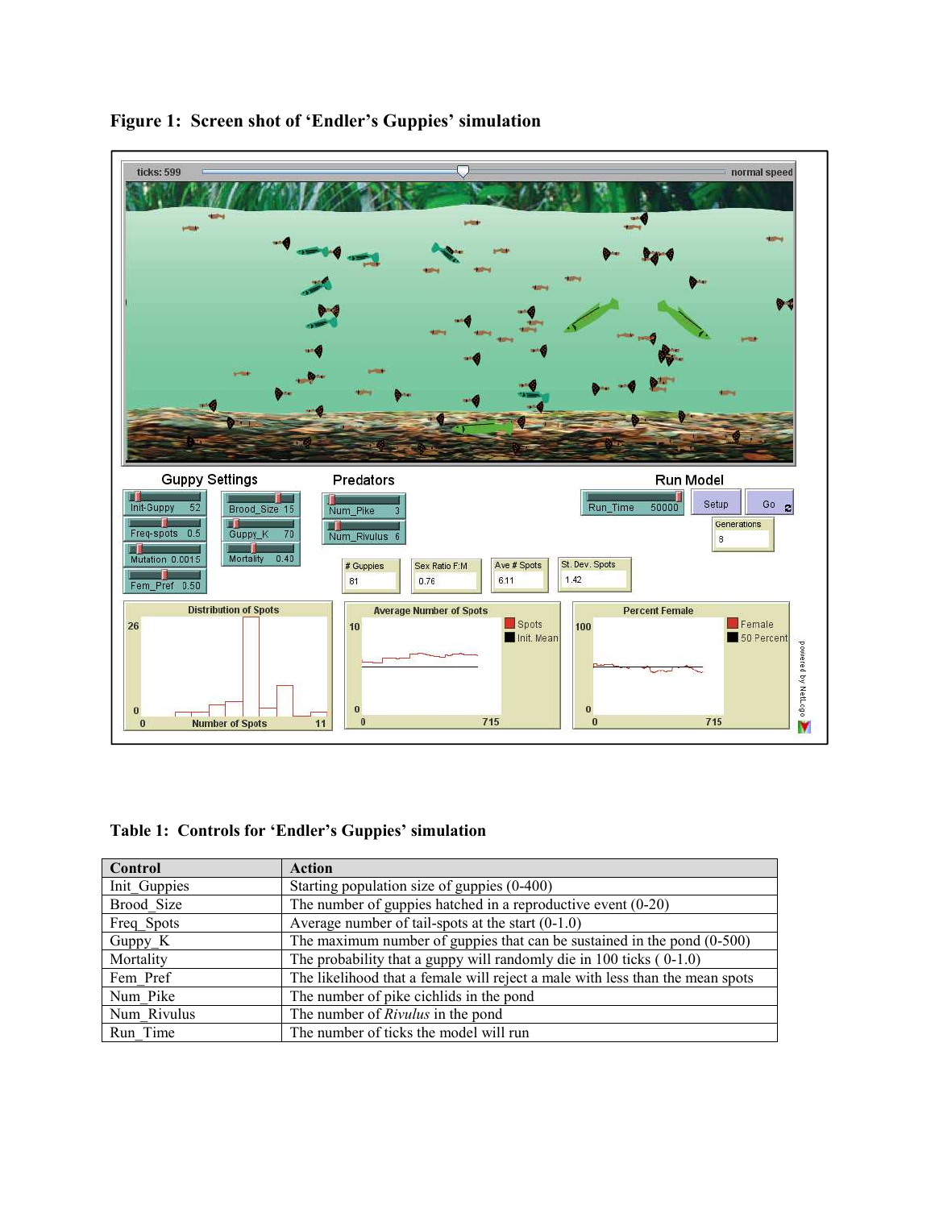**Figure 1: Screen shot of 'Endler's Guppies' simulation**

**Table 1: Controls for 'Endler's Guppies' simulation**

| Control | Action |
|---|---|
| Init_Guppies | Starting population size of guppies (0-400) |
| Brood_Size | The number of guppies hatched in a reproductive event (0-20) |
| Freq_Spots | Average number of tail-spots at the start (0-1.0) |
| Guppy_K | The maximum number of guppies that can be sustained in the pond (0-500) |
| Mortality | The probability that a guppy will randomly die in 100 ticks ( 0-1.0) |
| Fem_Pref | The likelihood that a female will reject a male with less than the mean spots |
| Num_Pike | The number of pike cichlids in the pond |
| Num_Rivulus | The number of *Rivulus* in the pond |
| Run_Time | The number of ticks the model will run |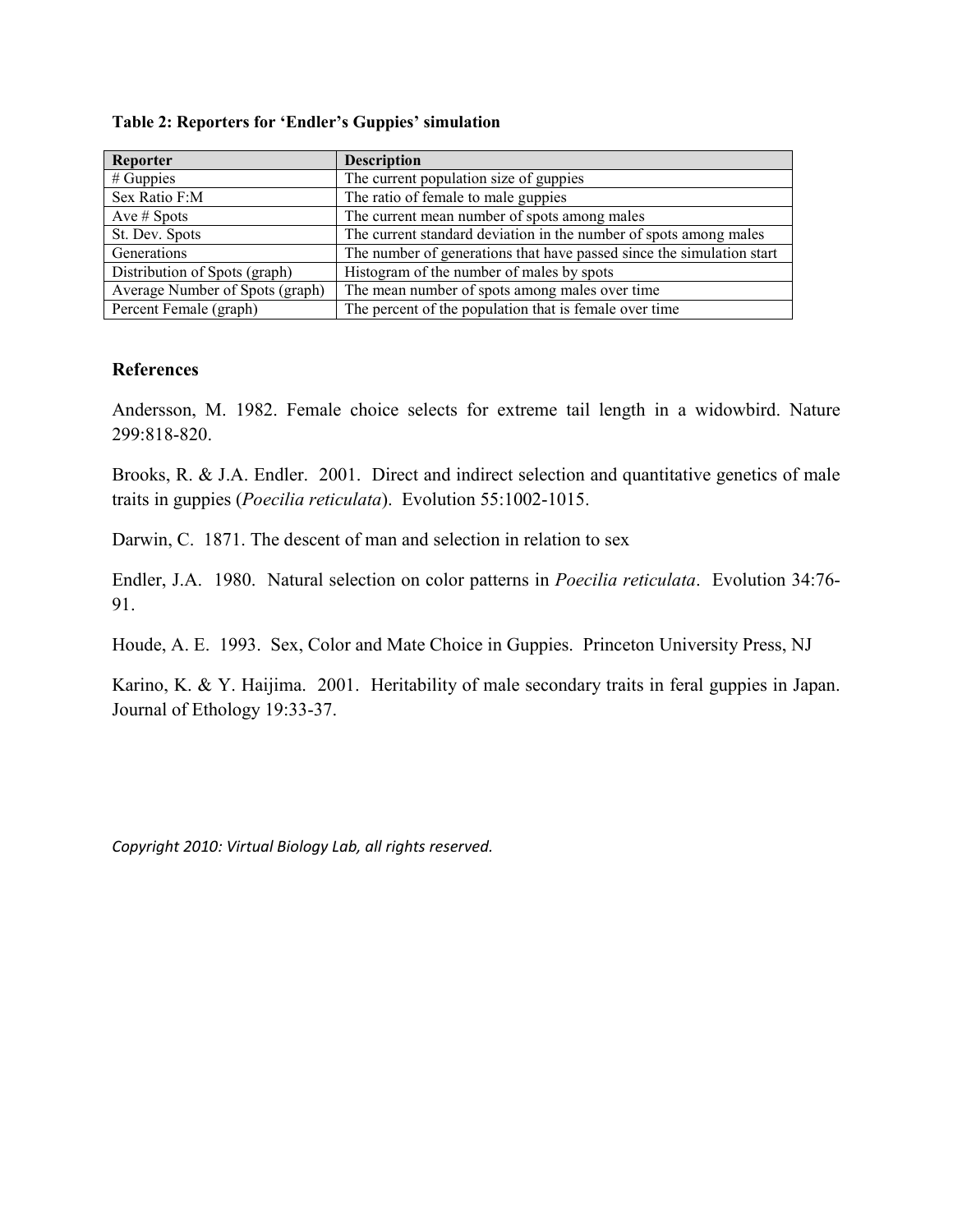**Table 2: Reporters for 'Endler's Guppies' simulation**

| Reporter | Description |
|---|---|
| # Guppies | The current population size of guppies |
| Sex Ratio F:M | The ratio of female to male guppies |
| Ave # Spots | The current mean number of spots among males |
| St. Dev. Spots | The current standard deviation in the number of spots among males |
| Generations | The number of generations that have passed since the simulation start |
| Distribution of Spots (graph) | Histogram of the number of males by spots |
| Average Number of Spots (graph) | The mean number of spots among males over time |
| Percent Female (graph) | The percent of the population that is female over time |

## References

Andersson, M. 1982. Female choice selects for extreme tail length in a widowbird. Nature 299:818-820.

Brooks, R. & J.A. Endler. 2001. Direct and indirect selection and quantitative genetics of male traits in guppies (*Poecilia reticulata*). Evolution 55:1002-1015.

Darwin, C. 1871. The descent of man and selection in relation to sex

Endler, J.A. 1980. Natural selection on color patterns in *Poecilia reticulata*. Evolution 34:76-91.

Houde, A. E. 1993. Sex, Color and Mate Choice in Guppies. Princeton University Press, NJ

Karino, K. & Y. Haijima. 2001. Heritability of male secondary traits in feral guppies in Japan. Journal of Ethology 19:33-37.

*Copyright 2010: Virtual Biology Lab, all rights reserved.*